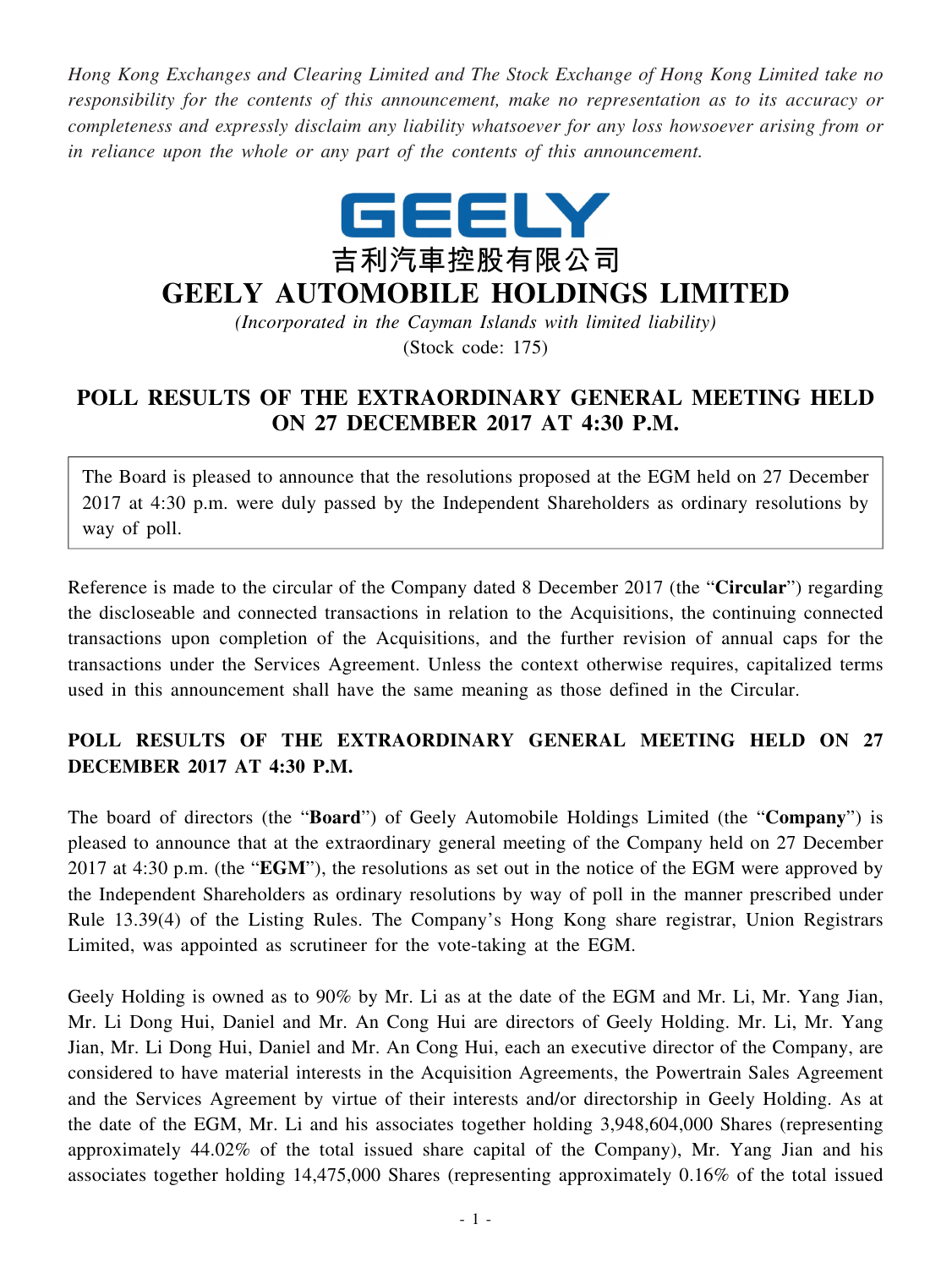*Hong Kong Exchanges and Clearing Limited and The Stock Exchange of Hong Kong Limited take no responsibility for the contents of this announcement, make no representation as to its accuracy or completeness and expressly disclaim any liability whatsoever for any loss howsoever arising from or in reliance upon the whole or any part of the contents of this announcement.*

GEELY

吉利汽車控股有限公司

# GEELY AUTOMOBILE HOLDINGS LIMITED

*(Incorporated in the Cayman Islands with limited liability)*

(Stock code: 175)

## POLL RESULTS OF THE EXTRAORDINARY GENERAL MEETING HELD ON 27 DECEMBER 2017 AT 4:30 P.M.

The Board is pleased to announce that the resolutions proposed at the EGM held on 27 December 2017 at 4:30 p.m. were duly passed by the Independent Shareholders as ordinary resolutions by way of poll.

Reference is made to the circular of the Company dated 8 December 2017 (the "**Circular**") regarding the discloseable and connected transactions in relation to the Acquisitions, the continuing connected transactions upon completion of the Acquisitions, and the further revision of annual caps for the transactions under the Services Agreement. Unless the context otherwise requires, capitalized terms used in this announcement shall have the same meaning as those defined in the Circular.

### POLL RESULTS OF THE EXTRAORDINARY GENERAL MEETING HELD ON 27 DECEMBER 2017 AT 4:30 P.M.

The board of directors (the "**Board**") of Geely Automobile Holdings Limited (the "**Company**") is pleased to announce that at the extraordinary general meeting of the Company held on 27 December 2017 at 4:30 p.m. (the "**EGM**"), the resolutions as set out in the notice of the EGM were approved by the Independent Shareholders as ordinary resolutions by way of poll in the manner prescribed under Rule 13.39(4) of the Listing Rules. The Company's Hong Kong share registrar, Union Registrars Limited, was appointed as scrutineer for the vote-taking at the EGM.

Geely Holding is owned as to 90% by Mr. Li as at the date of the EGM and Mr. Li, Mr. Yang Jian, Mr. Li Dong Hui, Daniel and Mr. An Cong Hui are directors of Geely Holding. Mr. Li, Mr. Yang Jian, Mr. Li Dong Hui, Daniel and Mr. An Cong Hui, each an executive director of the Company, are considered to have material interests in the Acquisition Agreements, the Powertrain Sales Agreement and the Services Agreement by virtue of their interests and/or directorship in Geely Holding. As at the date of the EGM, Mr. Li and his associates together holding 3,948,604,000 Shares (representing approximately 44.02% of the total issued share capital of the Company), Mr. Yang Jian and his associates together holding 14,475,000 Shares (representing approximately 0.16% of the total issued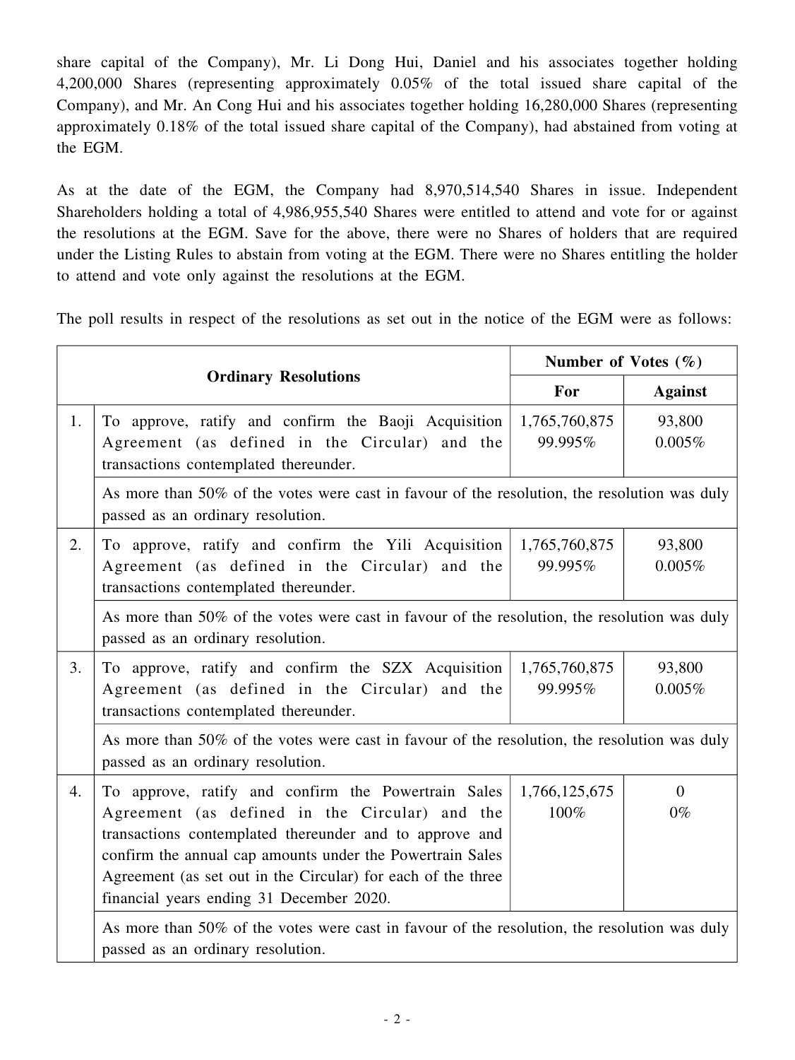share capital of the Company), Mr. Li Dong Hui, Daniel and his associates together holding 4,200,000 Shares (representing approximately 0.05% of the total issued share capital of the Company), and Mr. An Cong Hui and his associates together holding 16,280,000 Shares (representing approximately 0.18% of the total issued share capital of the Company), had abstained from voting at the EGM.

As at the date of the EGM, the Company had 8,970,514,540 Shares in issue. Independent Shareholders holding a total of 4,986,955,540 Shares were entitled to attend and vote for or against the resolutions at the EGM. Save for the above, there were no Shares of holders that are required under the Listing Rules to abstain from voting at the EGM. There were no Shares entitling the holder to attend and vote only against the resolutions at the EGM.

The poll results in respect of the resolutions as set out in the notice of the EGM were as follows:

| | **Ordinary Resolutions** | **Number of Votes (%)** | |
|---|---|---|---|
| | | **For** | **Against** |
| 1. | To approve, ratify and confirm the Baoji Acquisition Agreement (as defined in the Circular) and the transactions contemplated thereunder. | 1,765,760,875<br>99.995% | 93,800<br>0.005% |
| | As more than 50% of the votes were cast in favour of the resolution, the resolution was duly passed as an ordinary resolution. | | |
| 2. | To approve, ratify and confirm the Yili Acquisition Agreement (as defined in the Circular) and the transactions contemplated thereunder. | 1,765,760,875<br>99.995% | 93,800<br>0.005% |
| | As more than 50% of the votes were cast in favour of the resolution, the resolution was duly passed as an ordinary resolution. | | |
| 3. | To approve, ratify and confirm the SZX Acquisition Agreement (as defined in the Circular) and the transactions contemplated thereunder. | 1,765,760,875<br>99.995% | 93,800<br>0.005% |
| | As more than 50% of the votes were cast in favour of the resolution, the resolution was duly passed as an ordinary resolution. | | |
| 4. | To approve, ratify and confirm the Powertrain Sales Agreement (as defined in the Circular) and the transactions contemplated thereunder and to approve and confirm the annual cap amounts under the Powertrain Sales Agreement (as set out in the Circular) for each of the three financial years ending 31 December 2020. | 1,766,125,675<br>100% | 0<br>0% |
| | As more than 50% of the votes were cast in favour of the resolution, the resolution was duly passed as an ordinary resolution. | | |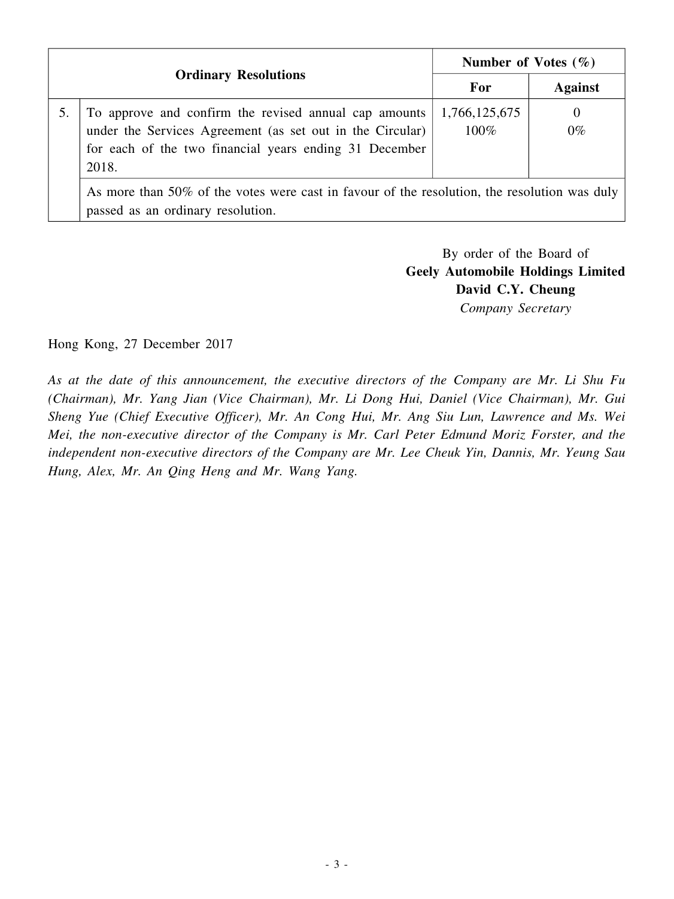| | Ordinary Resolutions | Number of Votes (%) | |
|---|---|---|---|
| | | For | Against |
| 5. | To approve and confirm the revised annual cap amounts under the Services Agreement (as set out in the Circular) for each of the two financial years ending 31 December 2018. | 1,766,125,675<br>100% | 0<br>0% |
| | As more than 50% of the votes were cast in favour of the resolution, the resolution was duly passed as an ordinary resolution. | | |

By order of the Board of
**Geely Automobile Holdings Limited**
**David C.Y. Cheung**
*Company Secretary*

Hong Kong, 27 December 2017

*As at the date of this announcement, the executive directors of the Company are Mr. Li Shu Fu (Chairman), Mr. Yang Jian (Vice Chairman), Mr. Li Dong Hui, Daniel (Vice Chairman), Mr. Gui Sheng Yue (Chief Executive Officer), Mr. An Cong Hui, Mr. Ang Siu Lun, Lawrence and Ms. Wei Mei, the non-executive director of the Company is Mr. Carl Peter Edmund Moriz Forster, and the independent non-executive directors of the Company are Mr. Lee Cheuk Yin, Dannis, Mr. Yeung Sau Hung, Alex, Mr. An Qing Heng and Mr. Wang Yang.*